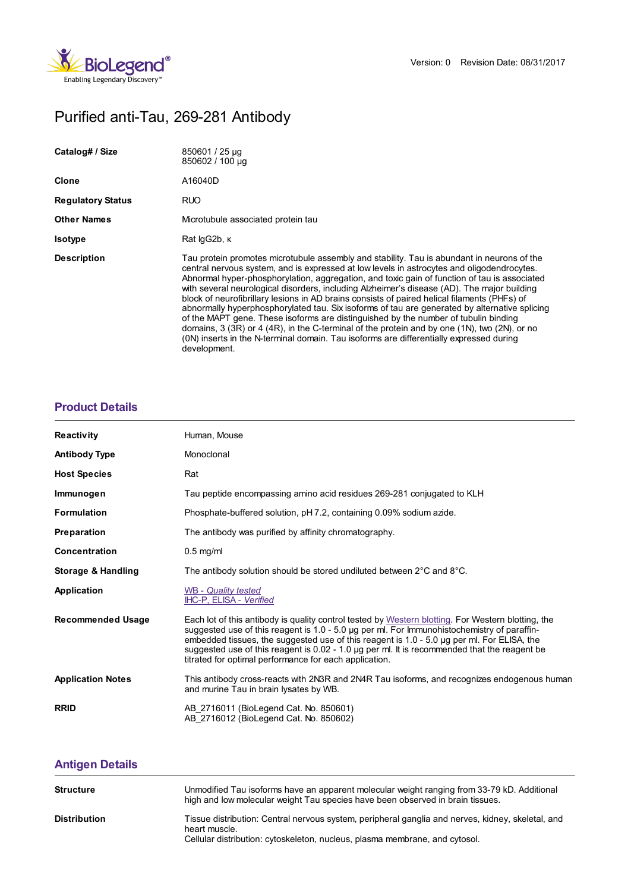# Purified anti-Tau, 269-281 Antibody

| | |
|---|---|
| **Catalog# / Size** | 850601 / 25 µg<br>850602 / 100 µg |
| **Clone** | A16040D |
| **Regulatory Status** | RUO |
| **Other Names** | Microtubule associated protein tau |
| **Isotype** | Rat IgG2b, κ |
| **Description** | Tau protein promotes microtubule assembly and stability. Tau is abundant in neurons of the central nervous system, and is expressed at low levels in astrocytes and oligodendrocytes. Abnormal hyper-phosphorylation, aggregation, and toxic gain of function of tau is associated with several neurological disorders, including Alzheimer's disease (AD). The major building block of neurofibrillary lesions in AD brains consists of paired helical filaments (PHFs) of abnormally hyperphosphorylated tau. Six isoforms of tau are generated by alternative splicing of the MAPT gene. These isoforms are distinguished by the number of tubulin binding domains, 3 (3R) or 4 (4R), in the C-terminal of the protein and by one (1N), two (2N), or no (0N) inserts in the N-terminal domain. Tau isoforms are differentially expressed during development. |

## Product Details

| | |
|---|---|
| **Reactivity** | Human, Mouse |
| **Antibody Type** | Monoclonal |
| **Host Species** | Rat |
| **Immunogen** | Tau peptide encompassing amino acid residues 269-281 conjugated to KLH |
| **Formulation** | Phosphate-buffered solution, pH 7.2, containing 0.09% sodium azide. |
| **Preparation** | The antibody was purified by affinity chromatography. |
| **Concentration** | 0.5 mg/ml |
| **Storage & Handling** | The antibody solution should be stored undiluted between 2°C and 8°C. |
| **Application** | *WB - Quality tested*<br>*IHC-P, ELISA - Verified* |
| **Recommended Usage** | Each lot of this antibody is quality control tested by Western blotting. For Western blotting, the suggested use of this reagent is 1.0 - 5.0 µg per ml. For Immunohistochemistry of paraffin-embedded tissues, the suggested use of this reagent is 1.0 - 5.0 µg per ml. For ELISA, the suggested use of this reagent is 0.02 - 1.0 µg per ml. It is recommended that the reagent be titrated for optimal performance for each application. |
| **Application Notes** | This antibody cross-reacts with 2N3R and 2N4R Tau isoforms, and recognizes endogenous human and murine Tau in brain lysates by WB. |
| **RRID** | AB_2716011 (BioLegend Cat. No. 850601)<br>AB_2716012 (BioLegend Cat. No. 850602) |

## Antigen Details

| | |
|---|---|
| **Structure** | Unmodified Tau isoforms have an apparent molecular weight ranging from 33-79 kD. Additional high and low molecular weight Tau species have been observed in brain tissues. |
| **Distribution** | Tissue distribution: Central nervous system, peripheral ganglia and nerves, kidney, skeletal, and heart muscle.<br>Cellular distribution: cytoskeleton, nucleus, plasma membrane, and cytosol. |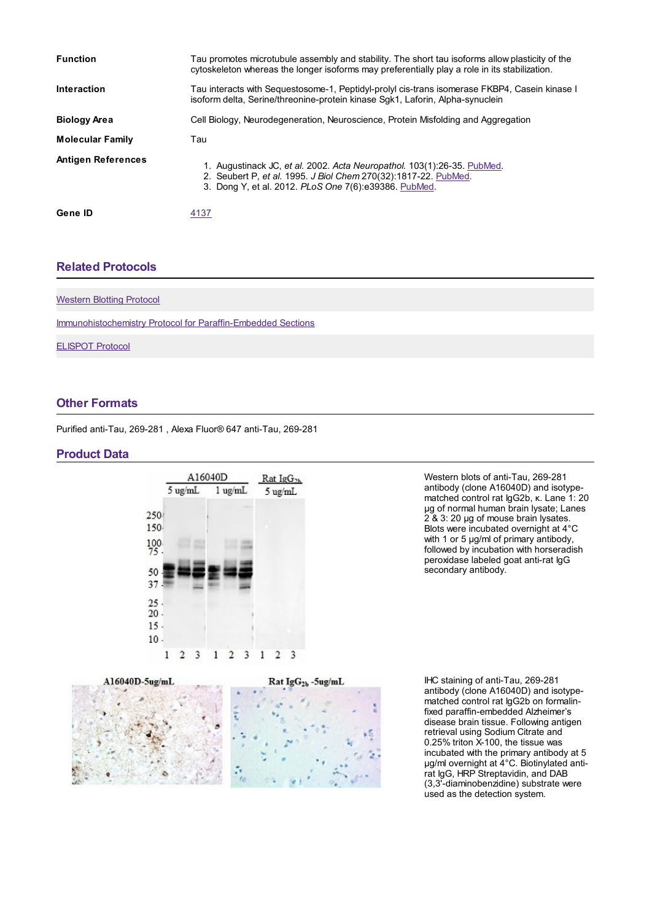| | |
|---|---|
| **Function** | Tau promotes microtubule assembly and stability. The short tau isoforms allow plasticity of the cytoskeleton whereas the longer isoforms may preferentially play a role in its stabilization. |
| **Interaction** | Tau interacts with Sequestosome-1, Peptidyl-prolyl cis-trans isomerase FKBP4, Casein kinase I isoform delta, Serine/threonine-protein kinase Sgk1, Laforin, Alpha-synuclein |
| **Biology Area** | Cell Biology, Neurodegeneration, Neuroscience, Protein Misfolding and Aggregation |
| **Molecular Family** | Tau |
| **Antigen References** | 1. Augustinack JC, *et al.* 2002. *Acta Neuropathol.* 103(1):26-35. PubMed. 2. Seubert P, *et al.* 1995. *J Biol Chem* 270(32):1817-22. PubMed. 3. Dong Y, et al. 2012. *PLoS One* 7(6):e39386. PubMed. |
| **Gene ID** | 4137 |

## Related Protocols

Western Blotting Protocol

Immunohistochemistry Protocol for Paraffin-Embedded Sections

ELISPOT Protocol

## Other Formats

Purified anti-Tau, 269-281 , Alexa Fluor® 647 anti-Tau, 269-281

## Product Data

Western blots of anti-Tau, 269-281 antibody (clone A16040D) and isotype-matched control rat IgG2b, κ. Lane 1: 20 µg of normal human brain lysate; Lanes 2 & 3: 20 µg of mouse brain lysates. Blots were incubated overnight at 4°C with 1 or 5 µg/ml of primary antibody, followed by incubation with horseradish peroxidase labeled goat anti-rat IgG secondary antibody.

IHC staining of anti-Tau, 269-281 antibody (clone A16040D) and isotype-matched control rat IgG2b on formalin-fixed paraffin-embedded Alzheimer's disease brain tissue. Following antigen retrieval using Sodium Citrate and 0.25% triton X-100, the tissue was incubated with the primary antibody at 5 µg/ml overnight at 4°C. Biotinylated anti-rat IgG, HRP Streptavidin, and DAB (3,3'-diaminobenzidine) substrate were used as the detection system.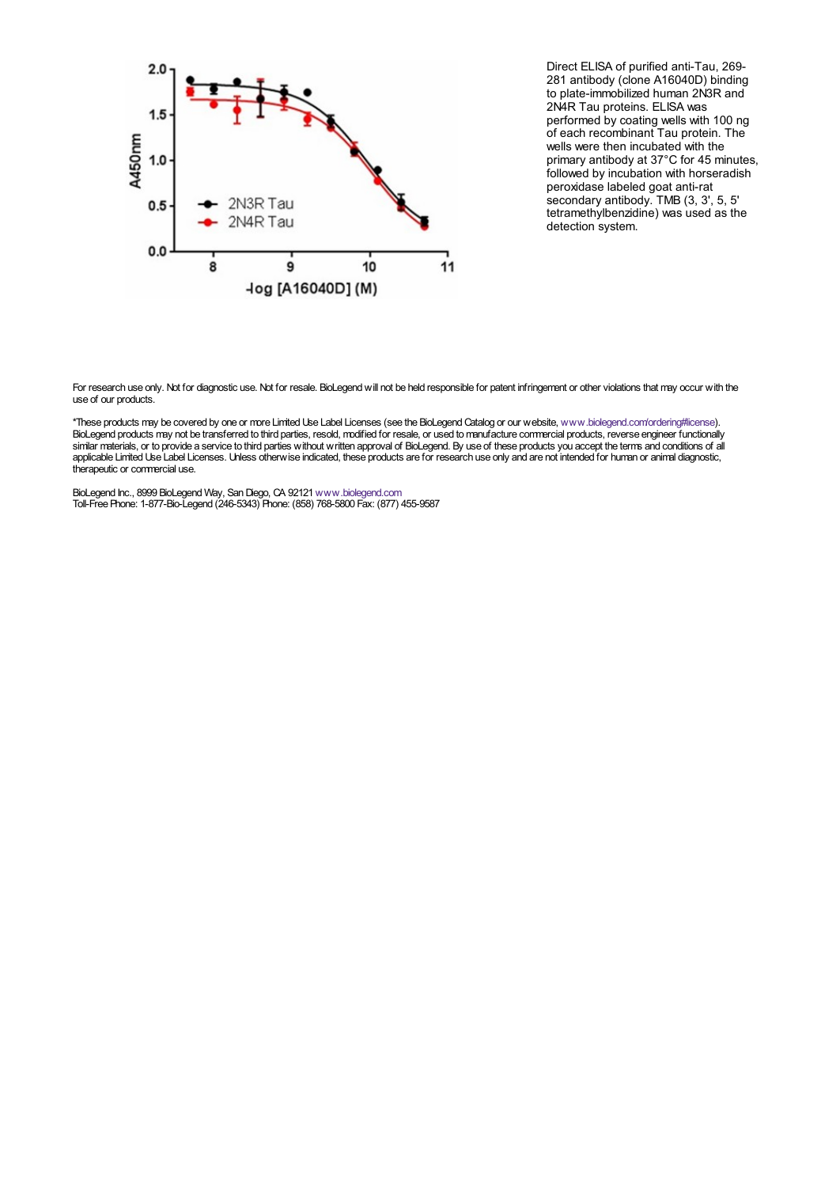2.0
1.5
1.0
0.5
0.0
A450nm
8
9
10
11
-log [A16040D] (M)
2N3R Tau
2N4R Tau

Direct ELISA of purified anti-Tau, 269-281 antibody (clone A16040D) binding to plate-immobilized human 2N3R and 2N4R Tau proteins. ELISA was performed by coating wells with 100 ng of each recombinant Tau protein. The wells were then incubated with the primary antibody at 37°C for 45 minutes, followed by incubation with horseradish peroxidase labeled goat anti-rat secondary antibody. TMB (3, 3', 5, 5' tetramethylbenzidine) was used as the detection system.

For research use only. Not for diagnostic use. Not for resale. BioLegend will not be held responsible for patent infringement or other violations that may occur with the use of our products.

*These products may be covered by one or more Limited Use Label Licenses (see the BioLegend Catalog or our website, www.biolegend.com/ordering#license). BioLegend products may not be transferred to third parties, resold, modified for resale, or used to manufacture commercial products, reverse engineer functionally similar materials, or to provide a service to third parties without written approval of BioLegend. By use of these products you accept the terms and conditions of all applicable Limited Use Label Licenses. Unless otherwise indicated, these products are for research use only and are not intended for human or animal diagnostic, therapeutic or commercial use.

BioLegend Inc., 8999 BioLegend Way, San Diego, CA 92121 www.biolegend.com
Toll-Free Phone: 1-877-Bio-Legend (246-5343) Phone: (858) 768-5800 Fax: (877) 455-9587